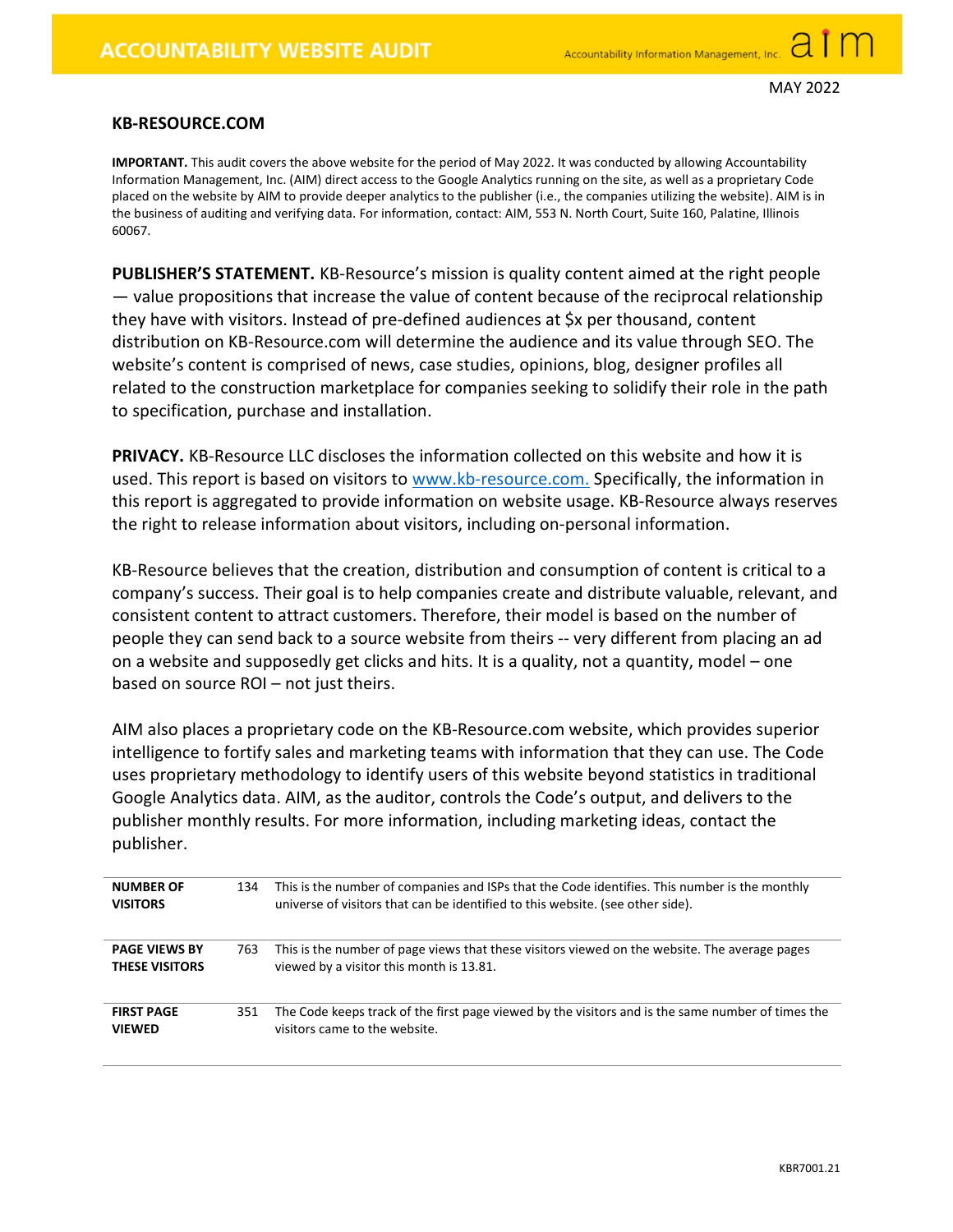# ACCOUNTABILITY WEBSITE AUDIT

Accountability Information Management, Inc. aim

MAY 2022

## KB-RESOURCE.COM

**IMPORTANT.** This audit covers the above website for the period of May 2022. It was conducted by allowing Accountability Information Management, Inc. (AIM) direct access to the Google Analytics running on the site, as well as a proprietary Code placed on the website by AIM to provide deeper analytics to the publisher (i.e., the companies utilizing the website). AIM is in the business of auditing and verifying data. For information, contact: AIM, 553 N. North Court, Suite 160, Palatine, Illinois 60067.

**PUBLISHER'S STATEMENT.** KB-Resource's mission is quality content aimed at the right people — value propositions that increase the value of content because of the reciprocal relationship they have with visitors. Instead of pre-defined audiences at $x per thousand, content distribution on KB-Resource.com will determine the audience and its value through SEO. The website's content is comprised of news, case studies, opinions, blog, designer profiles all related to the construction marketplace for companies seeking to solidify their role in the path to specification, purchase and installation.

**PRIVACY.** KB-Resource LLC discloses the information collected on this website and how it is used. This report is based on visitors to www.kb-resource.com. Specifically, the information in this report is aggregated to provide information on website usage. KB-Resource always reserves the right to release information about visitors, including on-personal information.

KB-Resource believes that the creation, distribution and consumption of content is critical to a company's success. Their goal is to help companies create and distribute valuable, relevant, and consistent content to attract customers. Therefore, their model is based on the number of people they can send back to a source website from theirs -- very different from placing an ad on a website and supposedly get clicks and hits. It is a quality, not a quantity, model – one based on source ROI – not just theirs.

AIM also places a proprietary code on the KB-Resource.com website, which provides superior intelligence to fortify sales and marketing teams with information that they can use. The Code uses proprietary methodology to identify users of this website beyond statistics in traditional Google Analytics data. AIM, as the auditor, controls the Code's output, and delivers to the publisher monthly results. For more information, including marketing ideas, contact the publisher.

| | | |
|---|---|---|
| **NUMBER OF VISITORS** | 134 | This is the number of companies and ISPs that the Code identifies. This number is the monthly universe of visitors that can be identified to this website. (see other side). |
| **PAGE VIEWS BY THESE VISITORS** | 763 | This is the number of page views that these visitors viewed on the website. The average pages viewed by a visitor this month is 13.81. |
| **FIRST PAGE VIEWED** | 351 | The Code keeps track of the first page viewed by the visitors and is the same number of times the visitors came to the website. |

KBR7001.21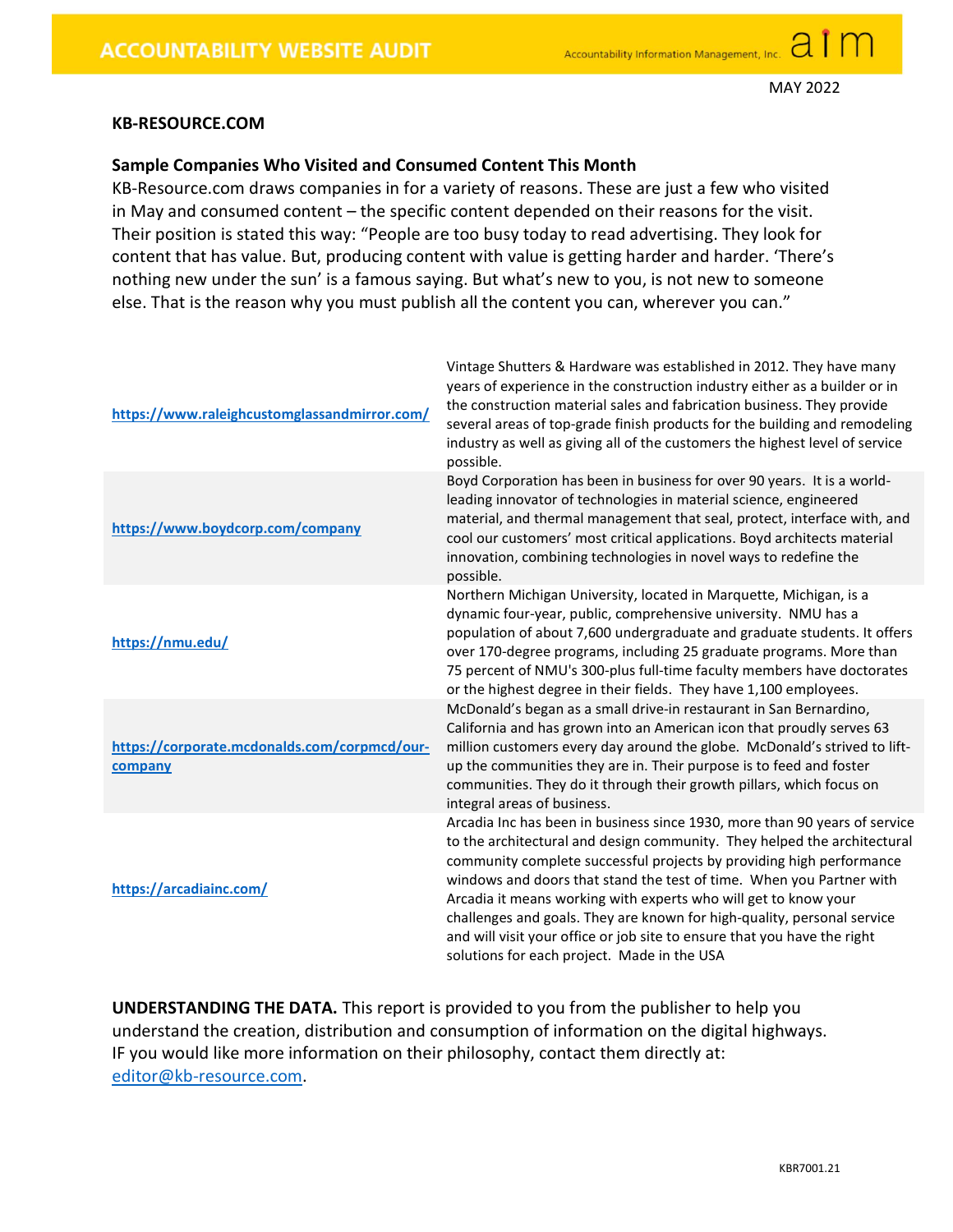ACCOUNTABILITY WEBSITE AUDIT

Accountability Information Management, Inc. aim

MAY 2022

**KB-RESOURCE.COM**

**Sample Companies Who Visited and Consumed Content This Month**

KB-Resource.com draws companies in for a variety of reasons. These are just a few who visited in May and consumed content – the specific content depended on their reasons for the visit. Their position is stated this way: "People are too busy today to read advertising. They look for content that has value. But, producing content with value is getting harder and harder. 'There's nothing new under the sun' is a famous saying. But what's new to you, is not new to someone else. That is the reason why you must publish all the content you can, wherever you can."

| | |
|---|---|
| https://www.raleighcustomglassandmirror.com/ | Vintage Shutters & Hardware was established in 2012. They have many years of experience in the construction industry either as a builder or in the construction material sales and fabrication business. They provide several areas of top-grade finish products for the building and remodeling industry as well as giving all of the customers the highest level of service possible. |
| https://www.boydcorp.com/company | Boyd Corporation has been in business for over 90 years. It is a world-leading innovator of technologies in material science, engineered material, and thermal management that seal, protect, interface with, and cool our customers' most critical applications. Boyd architects material innovation, combining technologies in novel ways to redefine the possible. |
| https://nmu.edu/ | Northern Michigan University, located in Marquette, Michigan, is a dynamic four-year, public, comprehensive university. NMU has a population of about 7,600 undergraduate and graduate students. It offers over 170-degree programs, including 25 graduate programs. More than 75 percent of NMU's 300-plus full-time faculty members have doctorates or the highest degree in their fields. They have 1,100 employees. |
| https://corporate.mcdonalds.com/corpmcd/our-company | McDonald's began as a small drive-in restaurant in San Bernardino, California and has grown into an American icon that proudly serves 63 million customers every day around the globe. McDonald's strived to lift-up the communities they are in. Their purpose is to feed and foster communities. They do it through their growth pillars, which focus on integral areas of business. |
| https://arcadiainc.com/ | Arcadia Inc has been in business since 1930, more than 90 years of service to the architectural and design community. They helped the architectural community complete successful projects by providing high performance windows and doors that stand the test of time. When you Partner with Arcadia it means working with experts who will get to know your challenges and goals. They are known for high-quality, personal service and will visit your office or job site to ensure that you have the right solutions for each project. Made in the USA |

**UNDERSTANDING THE DATA.** This report is provided to you from the publisher to help you understand the creation, distribution and consumption of information on the digital highways. IF you would like more information on their philosophy, contact them directly at: editor@kb-resource.com.

KBR7001.21